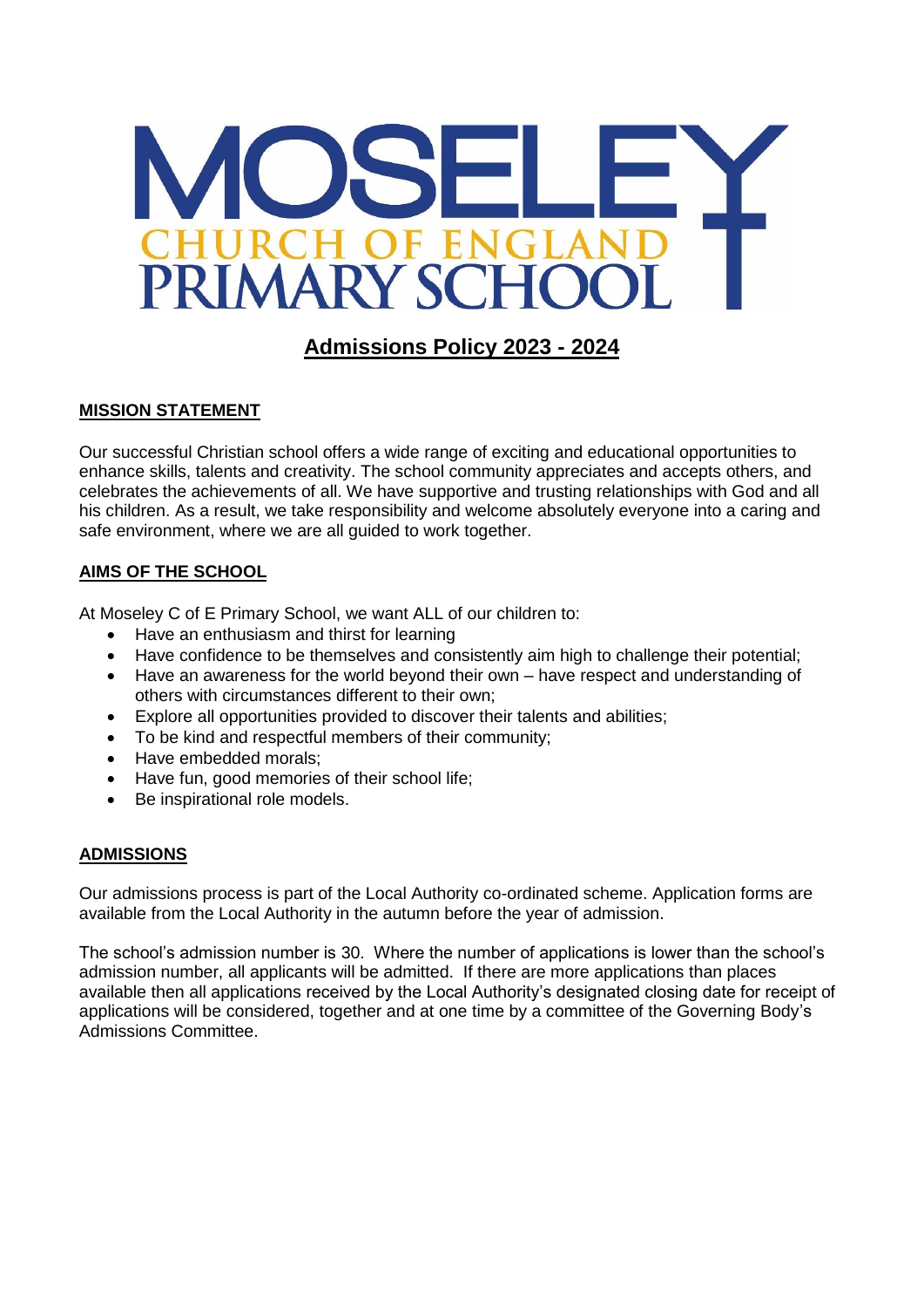# MOSELEY CHURCH OF ENGLAND PRIMARY SCHOOL

## Admissions Policy 2023 - 2024

### MISSION STATEMENT

Our successful Christian school offers a wide range of exciting and educational opportunities to enhance skills, talents and creativity. The school community appreciates and accepts others, and celebrates the achievements of all. We have supportive and trusting relationships with God and all his children. As a result, we take responsibility and welcome absolutely everyone into a caring and safe environment, where we are all guided to work together.

### AIMS OF THE SCHOOL

At Moseley C of E Primary School, we want ALL of our children to:

- Have an enthusiasm and thirst for learning
- Have confidence to be themselves and consistently aim high to challenge their potential;
- Have an awareness for the world beyond their own – have respect and understanding of others with circumstances different to their own;
- Explore all opportunities provided to discover their talents and abilities;
- To be kind and respectful members of their community;
- Have embedded morals;
- Have fun, good memories of their school life;
- Be inspirational role models.

### ADMISSIONS

Our admissions process is part of the Local Authority co-ordinated scheme. Application forms are available from the Local Authority in the autumn before the year of admission.

The school's admission number is 30. Where the number of applications is lower than the school's admission number, all applicants will be admitted. If there are more applications than places available then all applications received by the Local Authority's designated closing date for receipt of applications will be considered, together and at one time by a committee of the Governing Body's Admissions Committee.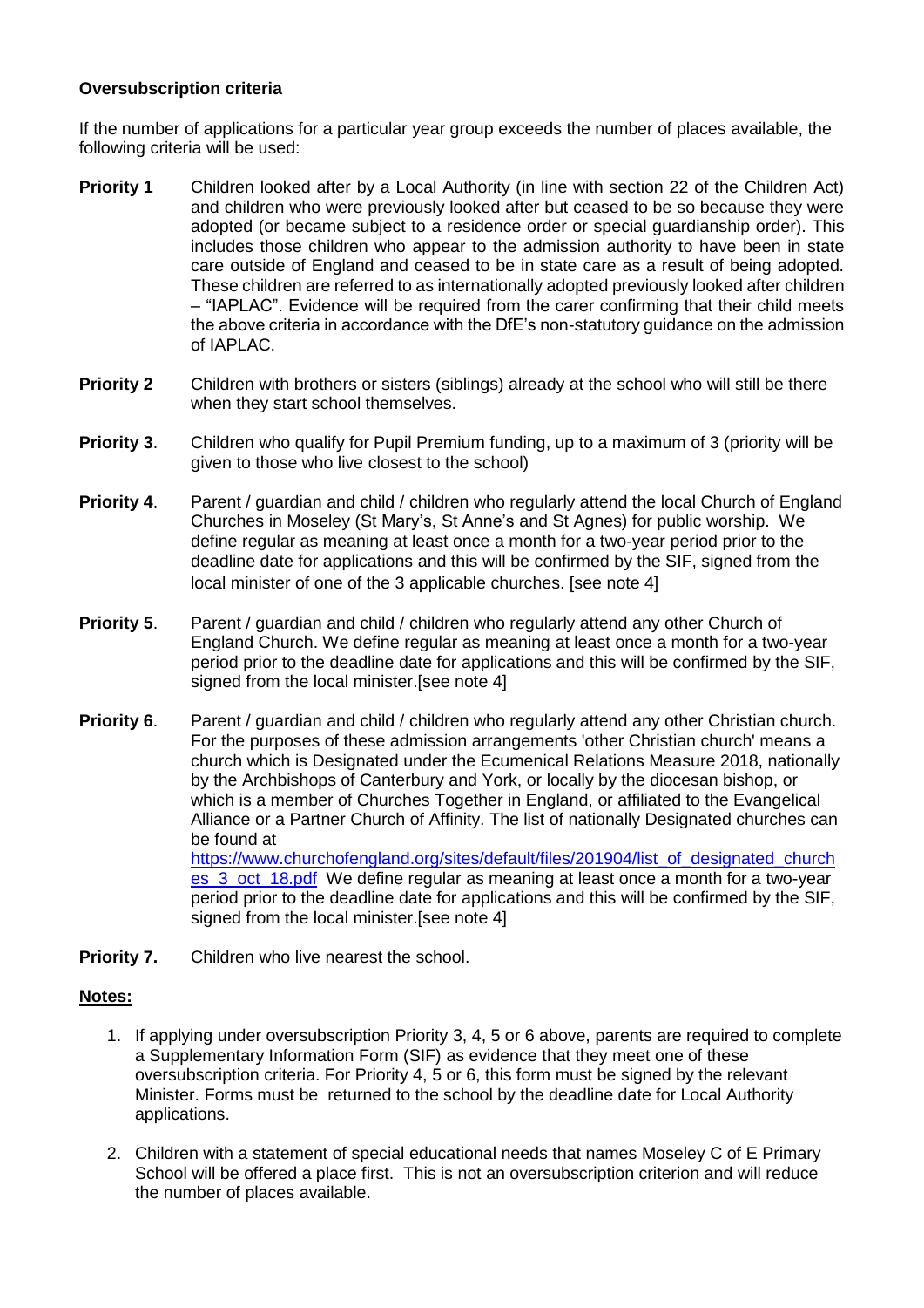**Oversubscription criteria**

If the number of applications for a particular year group exceeds the number of places available, the following criteria will be used:

**Priority 1** Children looked after by a Local Authority (in line with section 22 of the Children Act) and children who were previously looked after but ceased to be so because they were adopted (or became subject to a residence order or special guardianship order). This includes those children who appear to the admission authority to have been in state care outside of England and ceased to be in state care as a result of being adopted. These children are referred to as internationally adopted previously looked after children – "IAPLAC". Evidence will be required from the carer confirming that their child meets the above criteria in accordance with the DfE's non-statutory guidance on the admission of IAPLAC.

**Priority 2** Children with brothers or sisters (siblings) already at the school who will still be there when they start school themselves.

**Priority 3**. Children who qualify for Pupil Premium funding, up to a maximum of 3 (priority will be given to those who live closest to the school)

**Priority 4**. Parent / guardian and child / children who regularly attend the local Church of England Churches in Moseley (St Mary's, St Anne's and St Agnes) for public worship. We define regular as meaning at least once a month for a two-year period prior to the deadline date for applications and this will be confirmed by the SIF, signed from the local minister of one of the 3 applicable churches. [see note 4]

**Priority 5**. Parent / guardian and child / children who regularly attend any other Church of England Church. We define regular as meaning at least once a month for a two-year period prior to the deadline date for applications and this will be confirmed by the SIF, signed from the local minister.[see note 4]

**Priority 6**. Parent / guardian and child / children who regularly attend any other Christian church. For the purposes of these admission arrangements 'other Christian church' means a church which is Designated under the Ecumenical Relations Measure 2018, nationally by the Archbishops of Canterbury and York, or locally by the diocesan bishop, or which is a member of Churches Together in England, or affiliated to the Evangelical Alliance or a Partner Church of Affinity. The list of nationally Designated churches can be found at https://www.churchofengland.org/sites/default/files/201904/list_of_designated_churches_3_oct_18.pdf We define regular as meaning at least once a month for a two-year period prior to the deadline date for applications and this will be confirmed by the SIF, signed from the local minister.[see note 4]

**Priority 7.** Children who live nearest the school.

**Notes:**

1. If applying under oversubscription Priority 3, 4, 5 or 6 above, parents are required to complete a Supplementary Information Form (SIF) as evidence that they meet one of these oversubscription criteria. For Priority 4, 5 or 6, this form must be signed by the relevant Minister. Forms must be returned to the school by the deadline date for Local Authority applications.

2. Children with a statement of special educational needs that names Moseley C of E Primary School will be offered a place first. This is not an oversubscription criterion and will reduce the number of places available.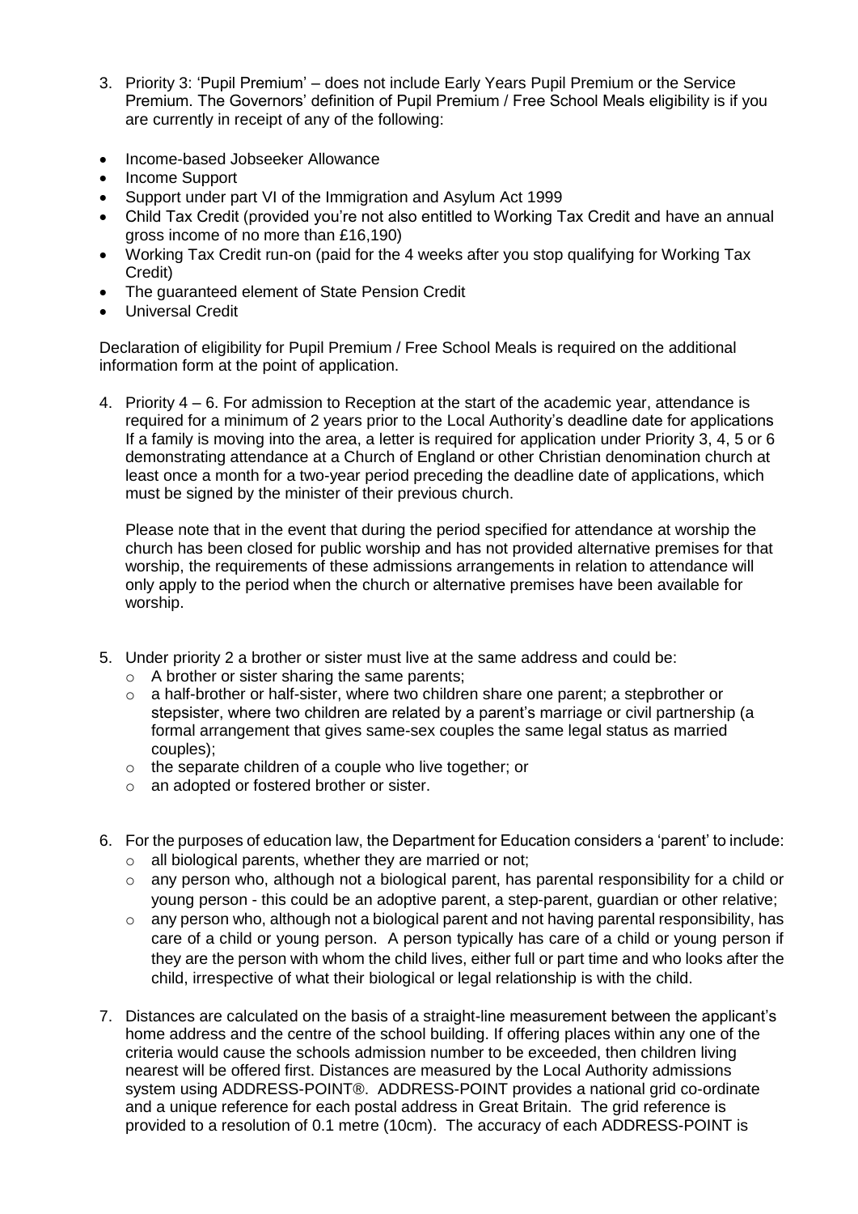3. Priority 3: 'Pupil Premium' – does not include Early Years Pupil Premium or the Service Premium. The Governors' definition of Pupil Premium / Free School Meals eligibility is if you are currently in receipt of any of the following:

- Income-based Jobseeker Allowance
- Income Support
- Support under part VI of the Immigration and Asylum Act 1999
- Child Tax Credit (provided you're not also entitled to Working Tax Credit and have an annual gross income of no more than £16,190)
- Working Tax Credit run-on (paid for the 4 weeks after you stop qualifying for Working Tax Credit)
- The guaranteed element of State Pension Credit
- Universal Credit

Declaration of eligibility for Pupil Premium / Free School Meals is required on the additional information form at the point of application.

4. Priority 4 – 6. For admission to Reception at the start of the academic year, attendance is required for a minimum of 2 years prior to the Local Authority's deadline date for applications If a family is moving into the area, a letter is required for application under Priority 3, 4, 5 or 6 demonstrating attendance at a Church of England or other Christian denomination church at least once a month for a two-year period preceding the deadline date of applications, which must be signed by the minister of their previous church.

   Please note that in the event that during the period specified for attendance at worship the church has been closed for public worship and has not provided alternative premises for that worship, the requirements of these admissions arrangements in relation to attendance will only apply to the period when the church or alternative premises have been available for worship.

5. Under priority 2 a brother or sister must live at the same address and could be:
   - A brother or sister sharing the same parents;
   - a half-brother or half-sister, where two children share one parent; a stepbrother or stepsister, where two children are related by a parent's marriage or civil partnership (a formal arrangement that gives same-sex couples the same legal status as married couples);
   - the separate children of a couple who live together; or
   - an adopted or fostered brother or sister.

6. For the purposes of education law, the Department for Education considers a 'parent' to include:
   - all biological parents, whether they are married or not;
   - any person who, although not a biological parent, has parental responsibility for a child or young person - this could be an adoptive parent, a step-parent, guardian or other relative;
   - any person who, although not a biological parent and not having parental responsibility, has care of a child or young person. A person typically has care of a child or young person if they are the person with whom the child lives, either full or part time and who looks after the child, irrespective of what their biological or legal relationship is with the child.

7. Distances are calculated on the basis of a straight-line measurement between the applicant's home address and the centre of the school building. If offering places within any one of the criteria would cause the schools admission number to be exceeded, then children living nearest will be offered first. Distances are measured by the Local Authority admissions system using ADDRESS-POINT®. ADDRESS-POINT provides a national grid co-ordinate and a unique reference for each postal address in Great Britain. The grid reference is provided to a resolution of 0.1 metre (10cm). The accuracy of each ADDRESS-POINT is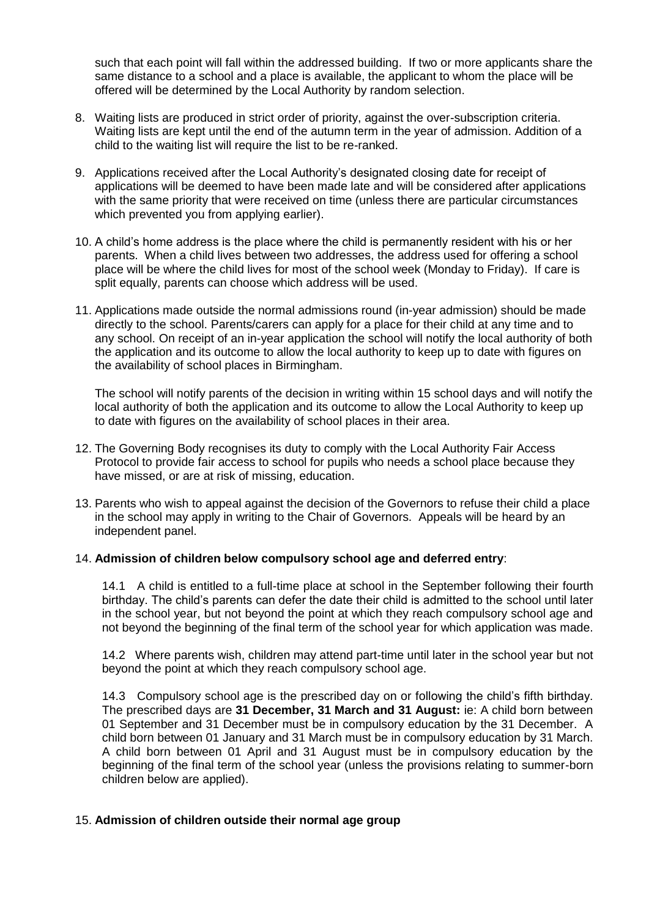such that each point will fall within the addressed building. If two or more applicants share the same distance to a school and a place is available, the applicant to whom the place will be offered will be determined by the Local Authority by random selection.

8. Waiting lists are produced in strict order of priority, against the over-subscription criteria. Waiting lists are kept until the end of the autumn term in the year of admission. Addition of a child to the waiting list will require the list to be re-ranked.

9. Applications received after the Local Authority's designated closing date for receipt of applications will be deemed to have been made late and will be considered after applications with the same priority that were received on time (unless there are particular circumstances which prevented you from applying earlier).

10. A child's home address is the place where the child is permanently resident with his or her parents. When a child lives between two addresses, the address used for offering a school place will be where the child lives for most of the school week (Monday to Friday). If care is split equally, parents can choose which address will be used.

11. Applications made outside the normal admissions round (in-year admission) should be made directly to the school. Parents/carers can apply for a place for their child at any time and to any school. On receipt of an in-year application the school will notify the local authority of both the application and its outcome to allow the local authority to keep up to date with figures on the availability of school places in Birmingham.

    The school will notify parents of the decision in writing within 15 school days and will notify the local authority of both the application and its outcome to allow the Local Authority to keep up to date with figures on the availability of school places in their area.

12. The Governing Body recognises its duty to comply with the Local Authority Fair Access Protocol to provide fair access to school for pupils who needs a school place because they have missed, or are at risk of missing, education.

13. Parents who wish to appeal against the decision of the Governors to refuse their child a place in the school may apply in writing to the Chair of Governors. Appeals will be heard by an independent panel.

14. **Admission of children below compulsory school age and deferred entry**:

    14.1 A child is entitled to a full-time place at school in the September following their fourth birthday. The child's parents can defer the date their child is admitted to the school until later in the school year, but not beyond the point at which they reach compulsory school age and not beyond the beginning of the final term of the school year for which application was made.

    14.2 Where parents wish, children may attend part-time until later in the school year but not beyond the point at which they reach compulsory school age.

    14.3 Compulsory school age is the prescribed day on or following the child's fifth birthday. The prescribed days are **31 December, 31 March and 31 August:** ie: A child born between 01 September and 31 December must be in compulsory education by the 31 December. A child born between 01 January and 31 March must be in compulsory education by 31 March. A child born between 01 April and 31 August must be in compulsory education by the beginning of the final term of the school year (unless the provisions relating to summer-born children below are applied).

15. **Admission of children outside their normal age group**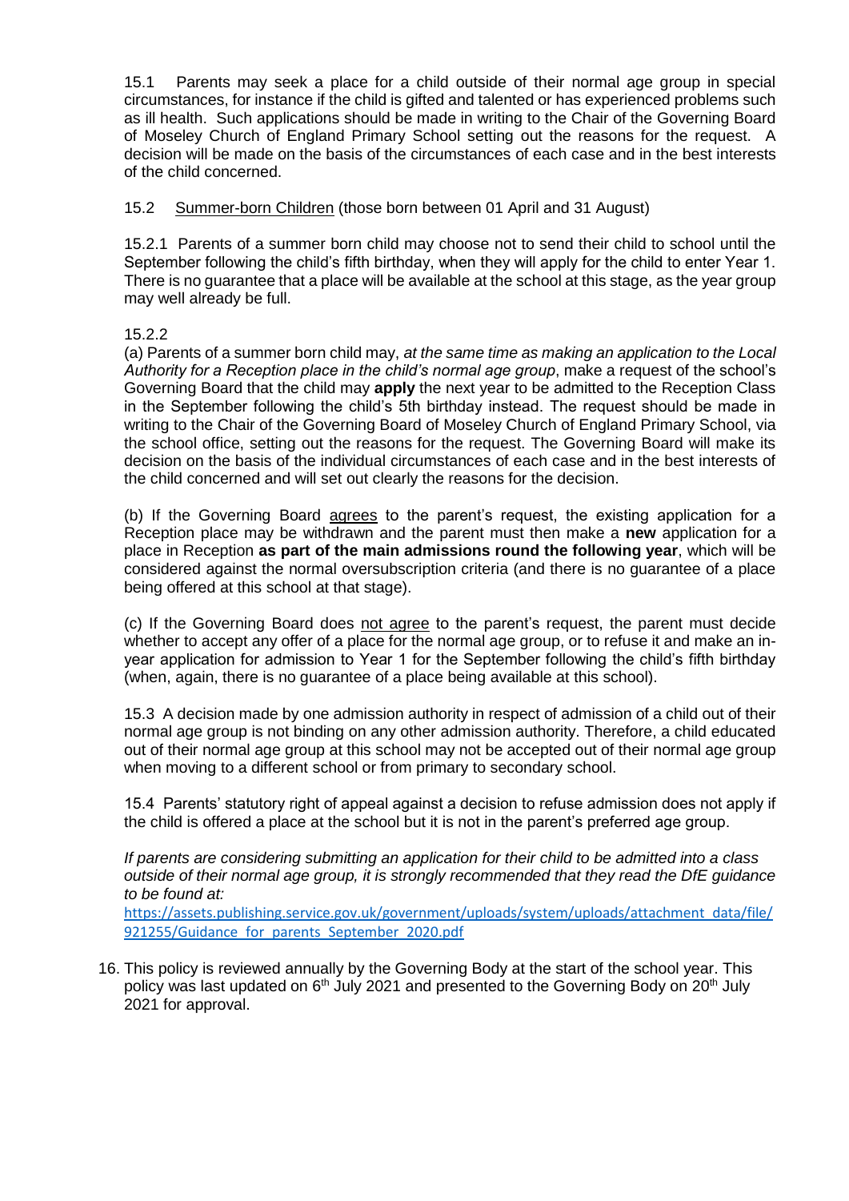15.1 Parents may seek a place for a child outside of their normal age group in special circumstances, for instance if the child is gifted and talented or has experienced problems such as ill health. Such applications should be made in writing to the Chair of the Governing Board of Moseley Church of England Primary School setting out the reasons for the request. A decision will be made on the basis of the circumstances of each case and in the best interests of the child concerned.

15.2 Summer-born Children (those born between 01 April and 31 August)

15.2.1 Parents of a summer born child may choose not to send their child to school until the September following the child's fifth birthday, when they will apply for the child to enter Year 1. There is no guarantee that a place will be available at the school at this stage, as the year group may well already be full.

15.2.2

(a) Parents of a summer born child may, *at the same time as making an application to the Local Authority for a Reception place in the child's normal age group*, make a request of the school's Governing Board that the child may **apply** the next year to be admitted to the Reception Class in the September following the child's 5th birthday instead. The request should be made in writing to the Chair of the Governing Board of Moseley Church of England Primary School, via the school office, setting out the reasons for the request. The Governing Board will make its decision on the basis of the individual circumstances of each case and in the best interests of the child concerned and will set out clearly the reasons for the decision.

(b) If the Governing Board agrees to the parent's request, the existing application for a Reception place may be withdrawn and the parent must then make a **new** application for a place in Reception **as part of the main admissions round the following year**, which will be considered against the normal oversubscription criteria (and there is no guarantee of a place being offered at this school at that stage).

(c) If the Governing Board does not agree to the parent's request, the parent must decide whether to accept any offer of a place for the normal age group, or to refuse it and make an in-year application for admission to Year 1 for the September following the child's fifth birthday (when, again, there is no guarantee of a place being available at this school).

15.3 A decision made by one admission authority in respect of admission of a child out of their normal age group is not binding on any other admission authority. Therefore, a child educated out of their normal age group at this school may not be accepted out of their normal age group when moving to a different school or from primary to secondary school.

15.4 Parents' statutory right of appeal against a decision to refuse admission does not apply if the child is offered a place at the school but it is not in the parent's preferred age group.

*If parents are considering submitting an application for their child to be admitted into a class outside of their normal age group, it is strongly recommended that they read the DfE guidance to be found at:*
https://assets.publishing.service.gov.uk/government/uploads/system/uploads/attachment_data/file/921255/Guidance_for_parents_September_2020.pdf

16. This policy is reviewed annually by the Governing Body at the start of the school year. This policy was last updated on 6th July 2021 and presented to the Governing Body on 20th July 2021 for approval.